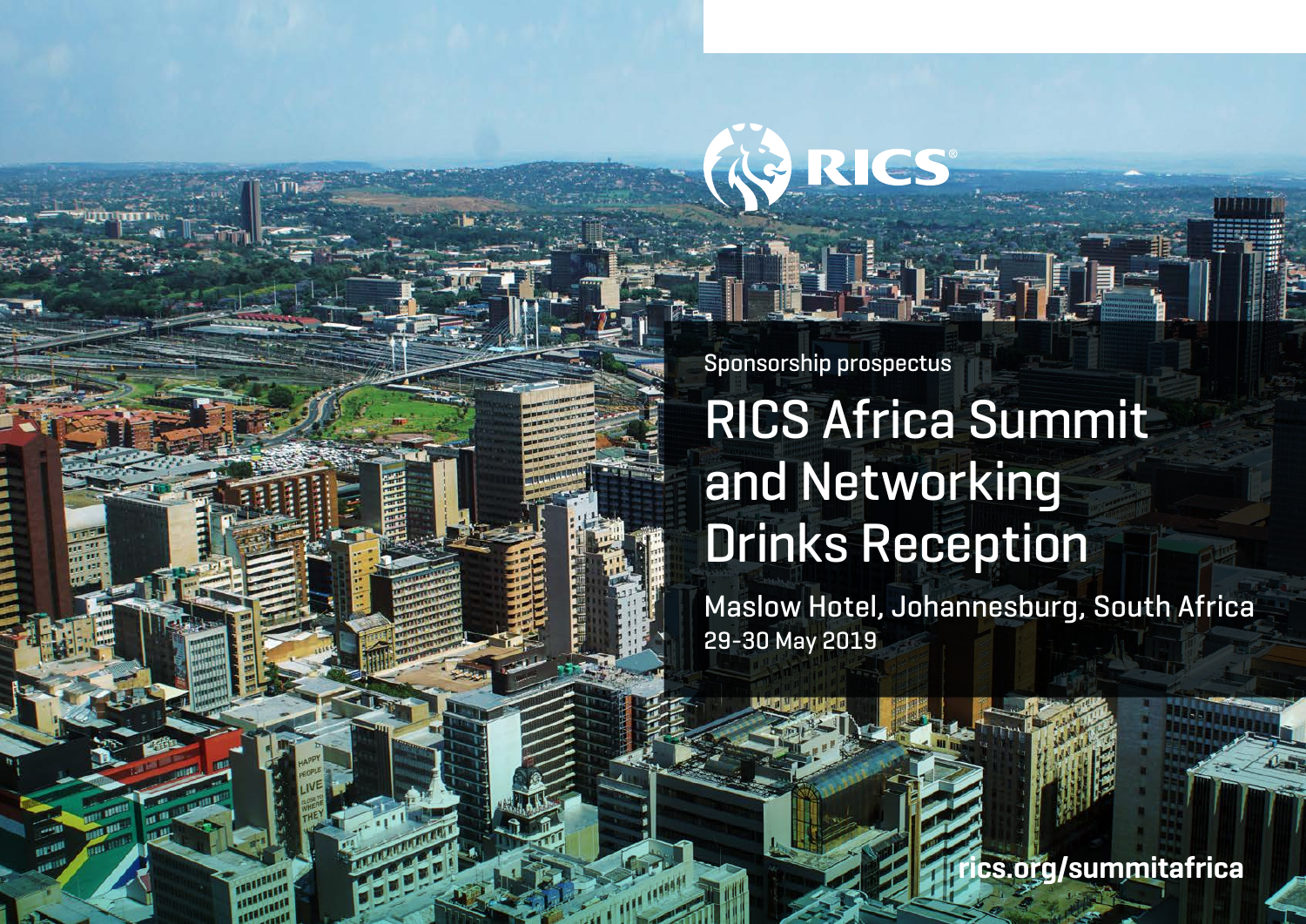RICS

Sponsorship prospectus

# RICS Africa Summit and Networking Drinks Reception

Maslow Hotel, Johannesburg, South Africa

29-30 May 2019

rics.org/summitafrica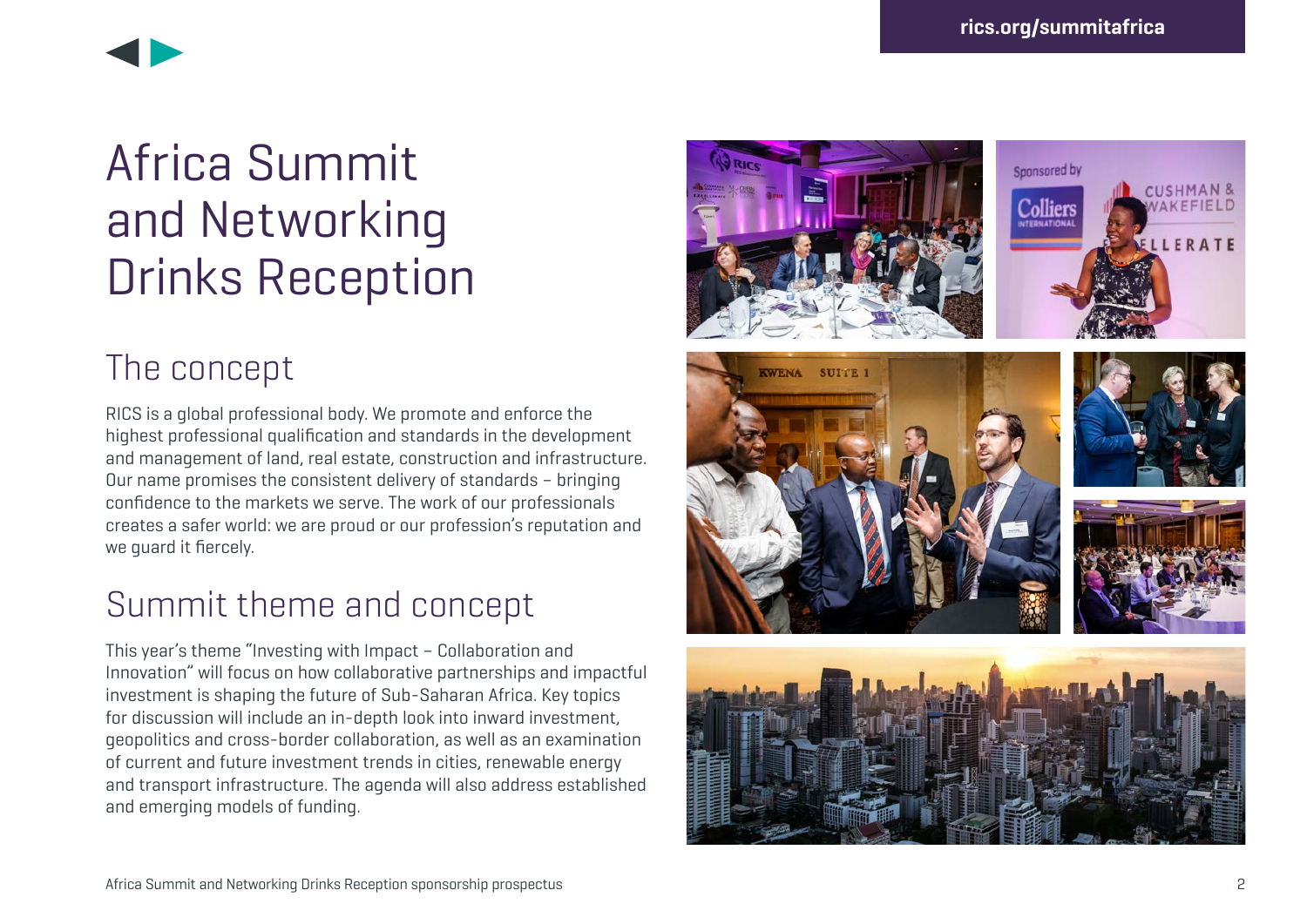# Africa Summit and Networking Drinks Reception

## The concept

RICS is a global professional body. We promote and enforce the highest professional qualification and standards in the development and management of land, real estate, construction and infrastructure. Our name promises the consistent delivery of standards – bringing confidence to the markets we serve. The work of our professionals creates a safer world: we are proud or our profession's reputation and we guard it fiercely.

## Summit theme and concept

This year's theme "Investing with Impact – Collaboration and Innovation" will focus on how collaborative partnerships and impactful investment is shaping the future of Sub-Saharan Africa. Key topics for discussion will include an in-depth look into inward investment, geopolitics and cross-border collaboration, as well as an examination of current and future investment trends in cities, renewable energy and transport infrastructure. The agenda will also address established and emerging models of funding.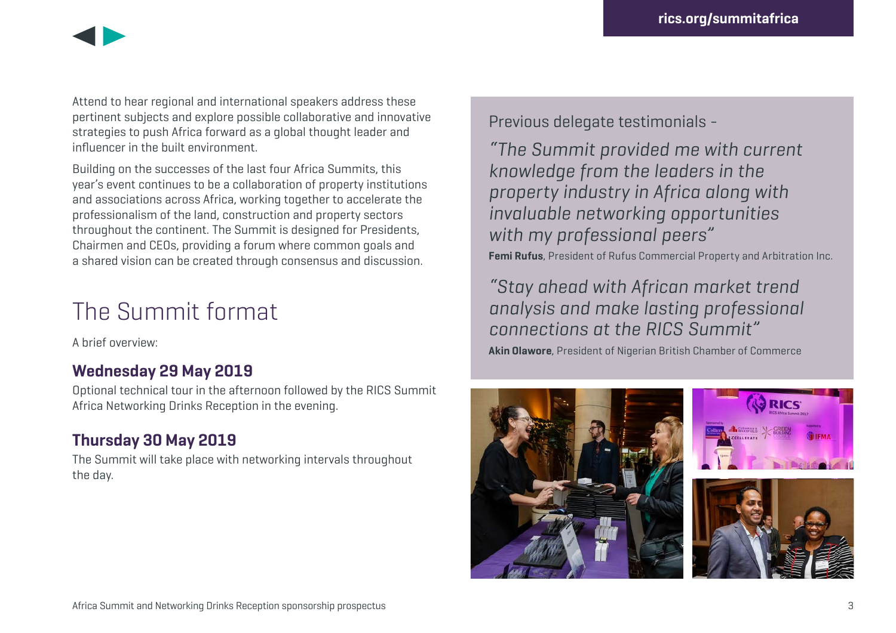Attend to hear regional and international speakers address these pertinent subjects and explore possible collaborative and innovative strategies to push Africa forward as a global thought leader and influencer in the built environment.

Building on the successes of the last four Africa Summits, this year's event continues to be a collaboration of property institutions and associations across Africa, working together to accelerate the professionalism of the land, construction and property sectors throughout the continent. The Summit is designed for Presidents, Chairmen and CEOs, providing a forum where common goals and a shared vision can be created through consensus and discussion.

# The Summit format

A brief overview:

## Wednesday 29 May 2019

Optional technical tour in the afternoon followed by the RICS Summit Africa Networking Drinks Reception in the evening.

## Thursday 30 May 2019

The Summit will take place with networking intervals throughout the day.

Previous delegate testimonials –

*"The Summit provided me with current knowledge from the leaders in the property industry in Africa along with invaluable networking opportunities with my professional peers"*

**Femi Rufus**, President of Rufus Commercial Property and Arbitration Inc.

*"Stay ahead with African market trend analysis and make lasting professional connections at the RICS Summit"*

**Akin Olawore**, President of Nigerian British Chamber of Commerce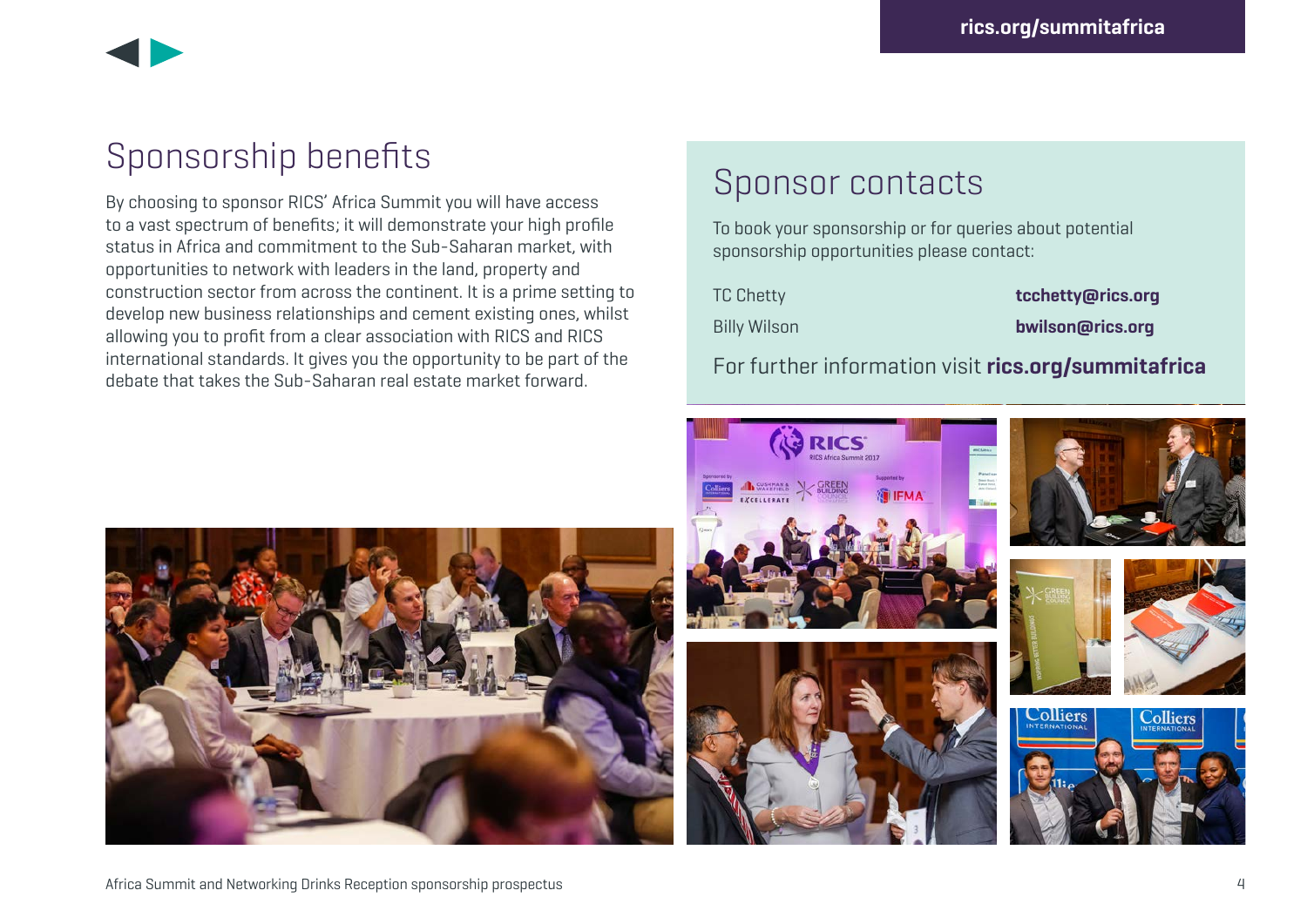# Sponsorship benefits

By choosing to sponsor RICS' Africa Summit you will have access to a vast spectrum of benefits; it will demonstrate your high profile status in Africa and commitment to the Sub-Saharan market, with opportunities to network with leaders in the land, property and construction sector from across the continent. It is a prime setting to develop new business relationships and cement existing ones, whilst allowing you to profit from a clear association with RICS and RICS international standards. It gives you the opportunity to be part of the debate that takes the Sub-Saharan real estate market forward.

# Sponsor contacts

To book your sponsorship or for queries about potential sponsorship opportunities please contact:

TC Chetty **tcchetty@rics.org**

Billy Wilson **bwilson@rics.org**

For further information visit **rics.org/summitafrica**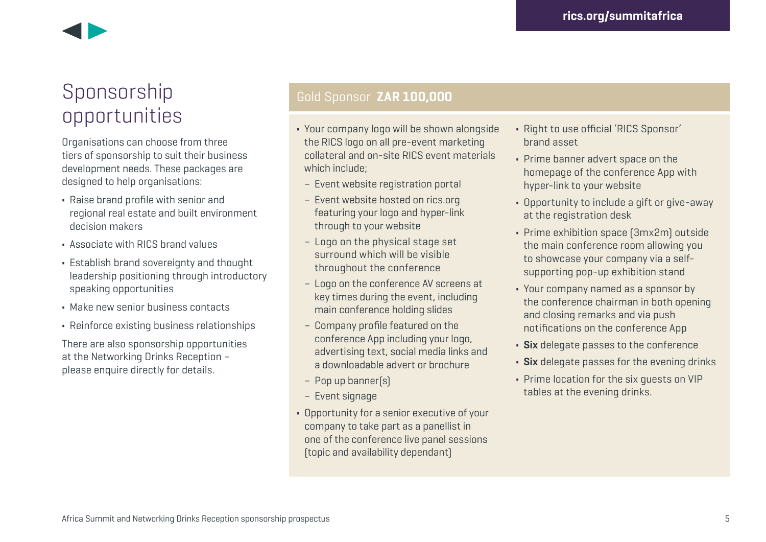# Sponsorship opportunities

Organisations can choose from three tiers of sponsorship to suit their business development needs. These packages are designed to help organisations:

- Raise brand profile with senior and regional real estate and built environment decision makers
- Associate with RICS brand values
- Establish brand sovereignty and thought leadership positioning through introductory speaking opportunities
- Make new senior business contacts
- Reinforce existing business relationships

There are also sponsorship opportunities at the Networking Drinks Reception – please enquire directly for details.

## Gold Sponsor **ZAR 100,000**

- Your company logo will be shown alongside the RICS logo on all pre-event marketing collateral and on-site RICS event materials which include;
  - Event website registration portal
  - Event website hosted on rics.org featuring your logo and hyper-link through to your website
  - Logo on the physical stage set surround which will be visible throughout the conference
  - Logo on the conference AV screens at key times during the event, including main conference holding slides
  - Company profile featured on the conference App including your logo, advertising text, social media links and a downloadable advert or brochure
  - Pop up banner(s)
  - Event signage
- Opportunity for a senior executive of your company to take part as a panellist in one of the conference live panel sessions (topic and availability dependant)
- Right to use official 'RICS Sponsor' brand asset
- Prime banner advert space on the homepage of the conference App with hyper-link to your website
- Opportunity to include a gift or give-away at the registration desk
- Prime exhibition space (3mx2m) outside the main conference room allowing you to showcase your company via a self-supporting pop-up exhibition stand
- Your company named as a sponsor by the conference chairman in both opening and closing remarks and via push notifications on the conference App
- **Six** delegate passes to the conference
- **Six** delegate passes for the evening drinks
- Prime location for the six guests on VIP tables at the evening drinks.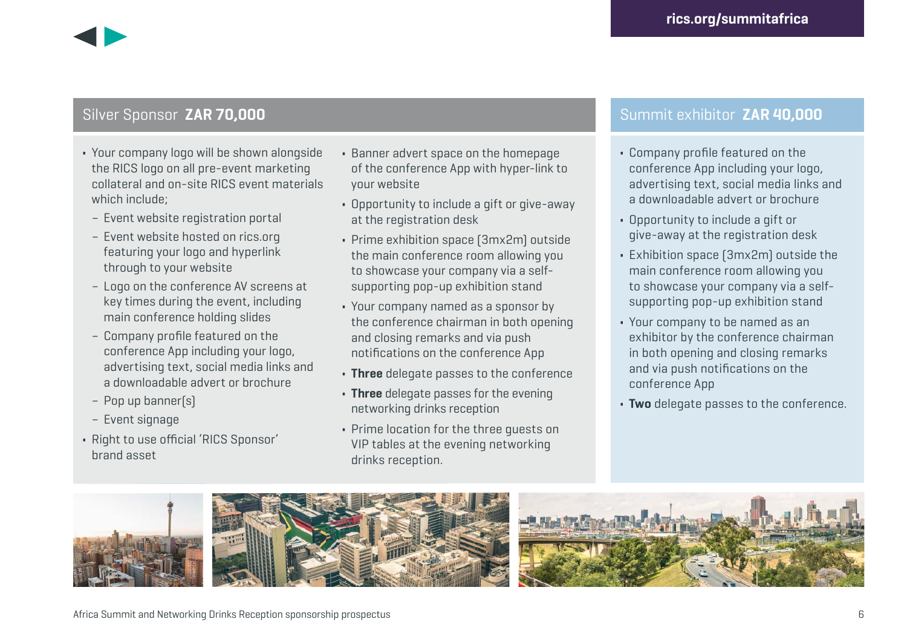## Silver Sponsor **ZAR 70,000**

- Your company logo will be shown alongside the RICS logo on all pre-event marketing collateral and on-site RICS event materials which include;
  - Event website registration portal
  - Event website hosted on rics.org featuring your logo and hyperlink through to your website
  - Logo on the conference AV screens at key times during the event, including main conference holding slides
  - Company profile featured on the conference App including your logo, advertising text, social media links and a downloadable advert or brochure
  - Pop up banner(s)
  - Event signage
- Right to use official 'RICS Sponsor' brand asset
- Banner advert space on the homepage of the conference App with hyper-link to your website
- Opportunity to include a gift or give-away at the registration desk
- Prime exhibition space (3mx2m) outside the main conference room allowing you to showcase your company via a self-supporting pop-up exhibition stand
- Your company named as a sponsor by the conference chairman in both opening and closing remarks and via push notifications on the conference App
- **Three** delegate passes to the conference
- **Three** delegate passes for the evening networking drinks reception
- Prime location for the three guests on VIP tables at the evening networking drinks reception.

## Summit exhibitor **ZAR 40,000**

- Company profile featured on the conference App including your logo, advertising text, social media links and a downloadable advert or brochure
- Opportunity to include a gift or give-away at the registration desk
- Exhibition space (3mx2m) outside the main conference room allowing you to showcase your company via a self-supporting pop-up exhibition stand
- Your company to be named as an exhibitor by the conference chairman in both opening and closing remarks and via push notifications on the conference App
- **Two** delegate passes to the conference.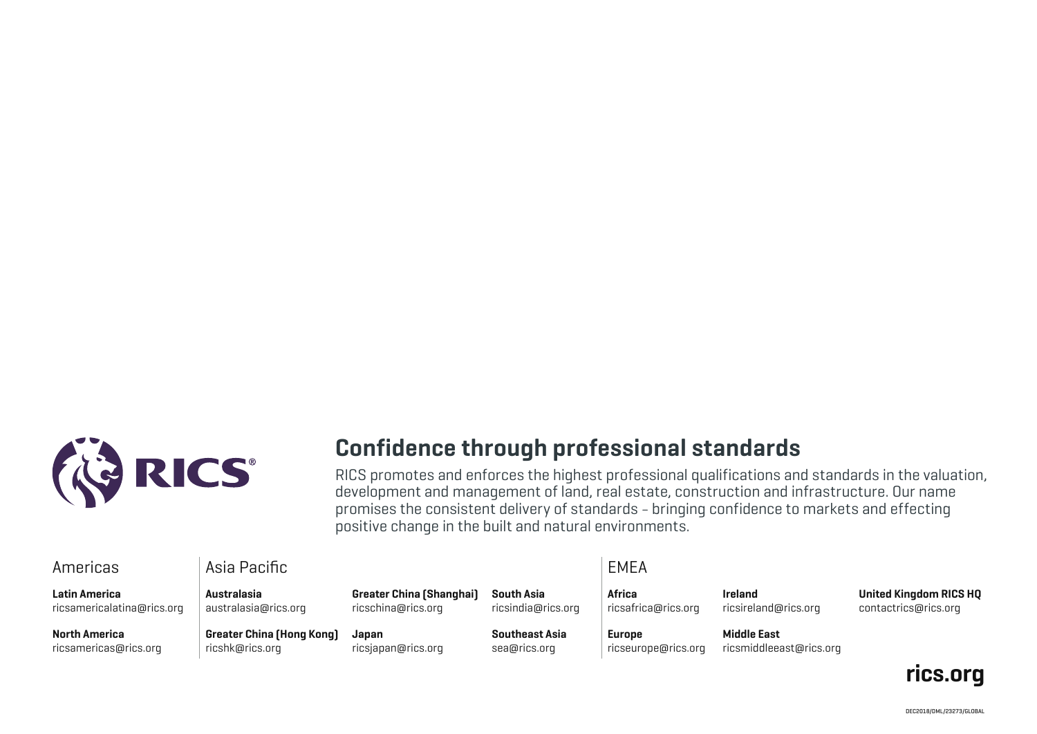RICS®

## Confidence through professional standards

RICS promotes and enforces the highest professional qualifications and standards in the valuation, development and management of land, real estate, construction and infrastructure. Our name promises the consistent delivery of standards – bringing confidence to markets and effecting positive change in the built and natural environments.

### Americas

**Latin America**
ricsamericalatina@rics.org

**North America**
ricsamericas@rics.org

### Asia Pacific

**Australasia**
australasia@rics.org

**Greater China (Hong Kong)**
ricshk@rics.org

**Greater China (Shanghai)**
ricschina@rics.org

**Japan**
ricsjapan@rics.org

**South Asia**
ricsindia@rics.org

**Southeast Asia**
sea@rics.org

### EMEA

**Africa**
ricsafrica@rics.org

**Europe**
ricseurope@rics.org

**Ireland**
ricsireland@rics.org

**Middle East**
ricsmiddleeast@rics.org

**United Kingdom RICS HQ**
contactrics@rics.org

**rics.org**

DEC2018/DML/23273/GLOBAL